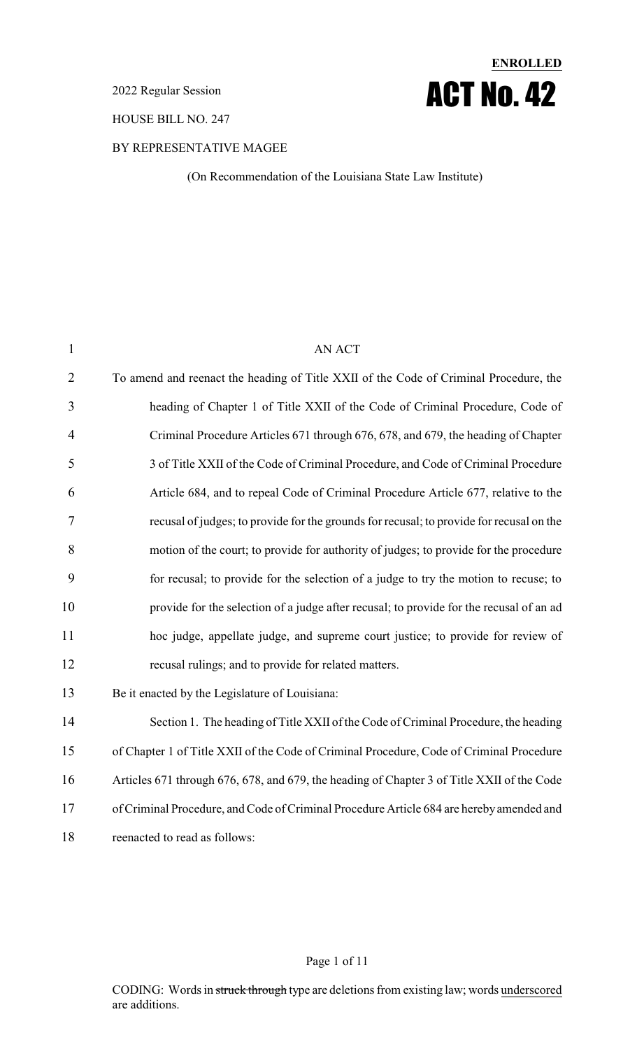**ENROLLED**

# ACT No. 42

2022 Regular Session

HOUSE BILL NO. 247

BY REPRESENTATIVE MAGEE

(On Recommendation of the Louisiana State Law Institute)

AN ACT

To amend and reenact the heading of Title XXII of the Code of Criminal Procedure, the heading of Chapter 1 of Title XXII of the Code of Criminal Procedure, Code of Criminal Procedure Articles 671 through 676, 678, and 679, the heading of Chapter 3 of Title XXII of the Code of Criminal Procedure, and Code of Criminal Procedure Article 684, and to repeal Code of Criminal Procedure Article 677, relative to the recusal of judges; to provide for the grounds for recusal; to provide for recusal on the motion of the court; to provide for authority of judges; to provide for the procedure for recusal; to provide for the selection of a judge to try the motion to recuse; to provide for the selection of a judge after recusal; to provide for the recusal of an ad hoc judge, appellate judge, and supreme court justice; to provide for review of recusal rulings; and to provide for related matters.

Be it enacted by the Legislature of Louisiana:

Section 1. The heading of Title XXII of the Code of Criminal Procedure, the heading of Chapter 1 of Title XXII of the Code of Criminal Procedure, Code of Criminal Procedure Articles 671 through 676, 678, and 679, the heading of Chapter 3 of Title XXII of the Code of Criminal Procedure, and Code of Criminal Procedure Article 684 are hereby amended and reenacted to read as follows:

CODING: Words in ~~struck through~~ type are deletions from existing law; words underscored are additions.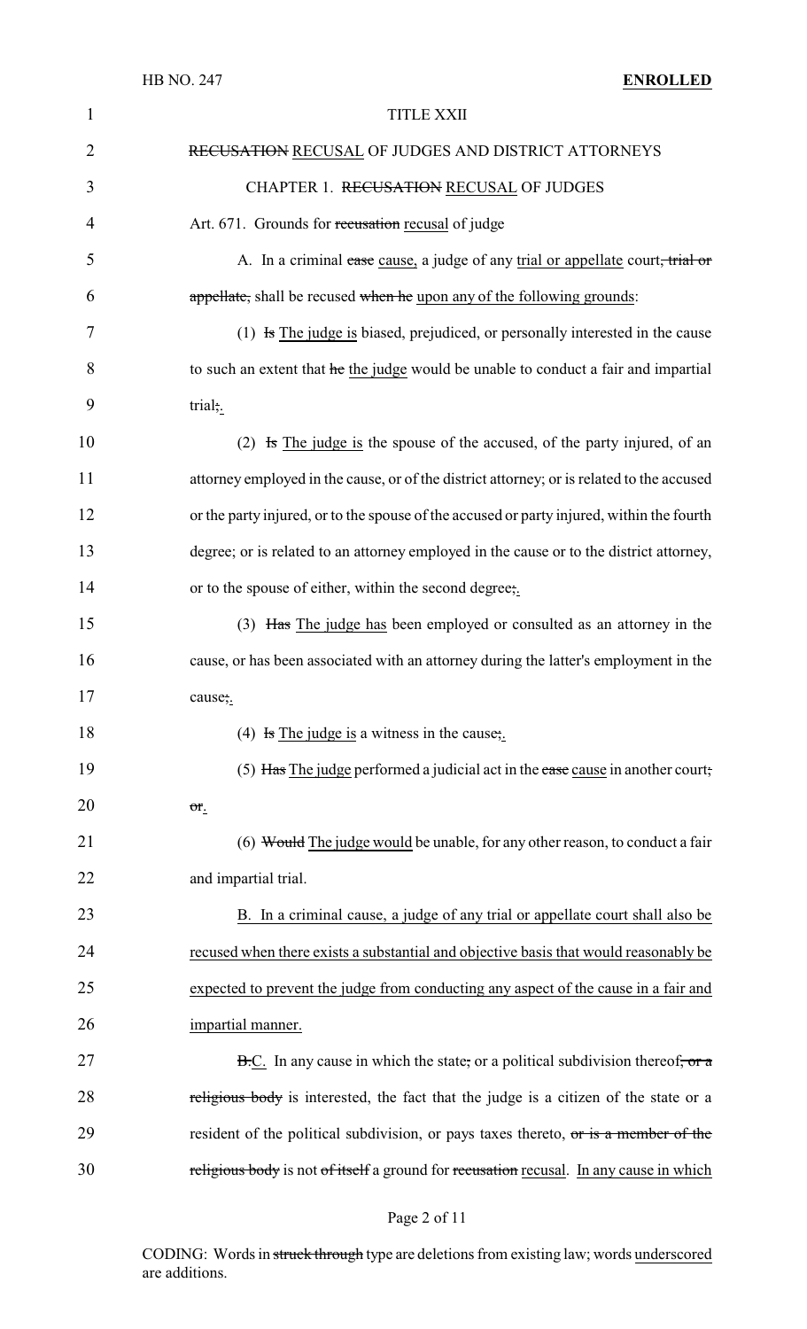TITLE XXII

~~RECUSATION~~ <u>RECUSAL</u> OF JUDGES AND DISTRICT ATTORNEYS

CHAPTER 1. ~~RECUSATION~~ <u>RECUSAL</u> OF JUDGES

Art. 671. Grounds for ~~recusation~~ <u>recusal</u> of judge

A. In a criminal ~~case~~ <u>cause,</u> a judge of any <u>trial or appellate</u> court~~, trial or appellate,~~ shall be recused ~~when he~~ <u>upon any of the following grounds</u>:

(1) ~~Is~~ <u>The judge is</u> biased, prejudiced, or personally interested in the cause to such an extent that ~~he~~ <u>the judge</u> would be unable to conduct a fair and impartial trial~~;~~<u>.</u>

(2) ~~Is~~ <u>The judge is</u> the spouse of the accused, of the party injured, of an attorney employed in the cause, or of the district attorney; or is related to the accused or the party injured, or to the spouse of the accused or party injured, within the fourth degree; or is related to an attorney employed in the cause or to the district attorney, or to the spouse of either, within the second degree~~;~~<u>.</u>

(3) ~~Has~~ <u>The judge has</u> been employed or consulted as an attorney in the cause, or has been associated with an attorney during the latter's employment in the cause~~;~~<u>.</u>

(4) ~~Is~~ <u>The judge is</u> a witness in the cause~~;~~<u>.</u>

(5) ~~Has~~ <u>The judge</u> performed a judicial act in the ~~case~~ <u>cause</u> in another court~~; or~~<u>.</u>

(6) ~~Would~~ <u>The judge would</u> be unable, for any other reason, to conduct a fair and impartial trial.

<u>B. In a criminal cause, a judge of any trial or appellate court shall also be recused when there exists a substantial and objective basis that would reasonably be expected to prevent the judge from conducting any aspect of the cause in a fair and impartial manner.</u>

~~B.~~<u>C.</u> In any cause in which the state~~,~~ or a political subdivision thereof~~, or a religious body~~ is interested, the fact that the judge is a citizen of the state or a resident of the political subdivision, or pays taxes thereto, ~~or is a member of the religious body~~ is not ~~of itself~~ a ground for ~~recusation~~ <u>recusal</u>. <u>In any cause in which</u>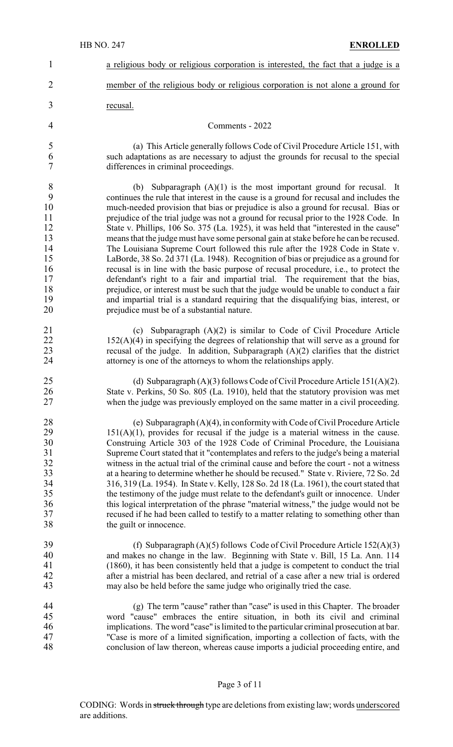a religious body or religious corporation is interested, the fact that a judge is a member of the religious body or religious corporation is not alone a ground for recusal.

Comments - 2022

(a) This Article generally follows Code of Civil Procedure Article 151, with such adaptations as are necessary to adjust the grounds for recusal to the special differences in criminal proceedings.

(b) Subparagraph (A)(1) is the most important ground for recusal. It continues the rule that interest in the cause is a ground for recusal and includes the much-needed provision that bias or prejudice is also a ground for recusal. Bias or prejudice of the trial judge was not a ground for recusal prior to the 1928 Code. In State v. Phillips, 106 So. 375 (La. 1925), it was held that "interested in the cause" means that the judge must have some personal gain at stake before he can be recused. The Louisiana Supreme Court followed this rule after the 1928 Code in State v. LaBorde, 38 So. 2d 371 (La. 1948). Recognition of bias or prejudice as a ground for recusal is in line with the basic purpose of recusal procedure, i.e., to protect the defendant's right to a fair and impartial trial. The requirement that the bias, prejudice, or interest must be such that the judge would be unable to conduct a fair and impartial trial is a standard requiring that the disqualifying bias, interest, or prejudice must be of a substantial nature.

(c) Subparagraph (A)(2) is similar to Code of Civil Procedure Article 152(A)(4) in specifying the degrees of relationship that will serve as a ground for recusal of the judge. In addition, Subparagraph (A)(2) clarifies that the district attorney is one of the attorneys to whom the relationships apply.

(d) Subparagraph (A)(3) follows Code of Civil Procedure Article 151(A)(2). State v. Perkins, 50 So. 805 (La. 1910), held that the statutory provision was met when the judge was previously employed on the same matter in a civil proceeding.

(e) Subparagraph (A)(4), in conformity with Code of Civil Procedure Article 151(A)(1), provides for recusal if the judge is a material witness in the cause. Construing Article 303 of the 1928 Code of Criminal Procedure, the Louisiana Supreme Court stated that it "contemplates and refers to the judge's being a material witness in the actual trial of the criminal cause and before the court - not a witness at a hearing to determine whether he should be recused." State v. Riviere, 72 So. 2d 316, 319 (La. 1954). In State v. Kelly, 128 So. 2d 18 (La. 1961), the court stated that the testimony of the judge must relate to the defendant's guilt or innocence. Under this logical interpretation of the phrase "material witness," the judge would not be recused if he had been called to testify to a matter relating to something other than the guilt or innocence.

(f) Subparagraph (A)(5) follows Code of Civil Procedure Article 152(A)(3) and makes no change in the law. Beginning with State v. Bill, 15 La. Ann. 114 (1860), it has been consistently held that a judge is competent to conduct the trial after a mistrial has been declared, and retrial of a case after a new trial is ordered may also be held before the same judge who originally tried the case.

(g) The term "cause" rather than "case" is used in this Chapter. The broader word "cause" embraces the entire situation, in both its civil and criminal implications. The word "case" is limited to the particular criminal prosecution at bar. "Case is more of a limited signification, importing a collection of facts, with the conclusion of law thereon, whereas cause imports a judicial proceeding entire, and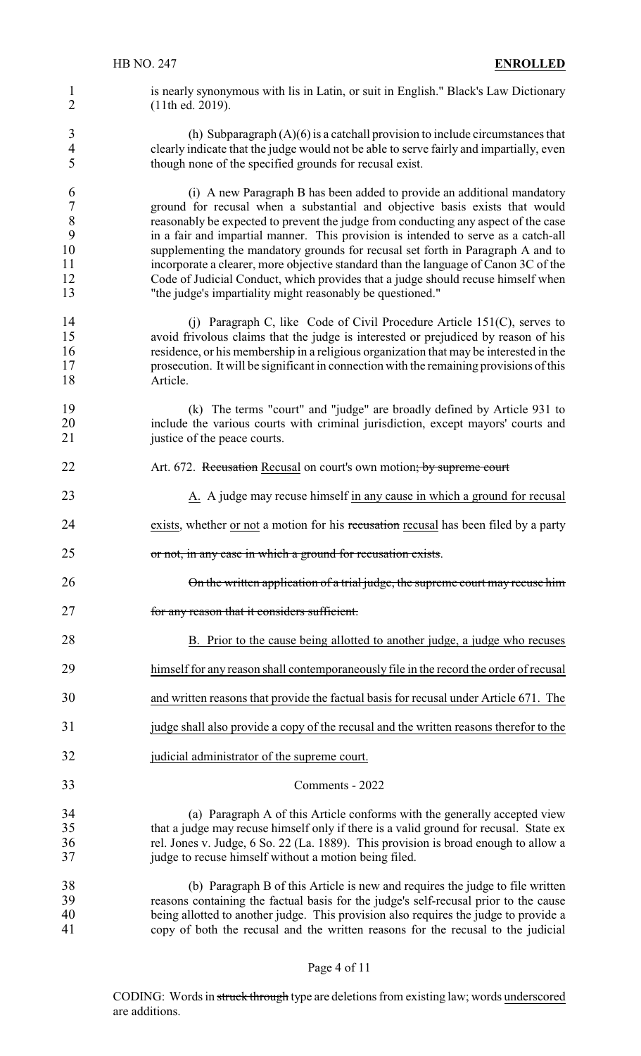is nearly synonymous with lis in Latin, or suit in English." Black's Law Dictionary (11th ed. 2019).

(h) Subparagraph (A)(6) is a catchall provision to include circumstances that clearly indicate that the judge would not be able to serve fairly and impartially, even though none of the specified grounds for recusal exist.

(i) A new Paragraph B has been added to provide an additional mandatory ground for recusal when a substantial and objective basis exists that would reasonably be expected to prevent the judge from conducting any aspect of the case in a fair and impartial manner. This provision is intended to serve as a catch-all supplementing the mandatory grounds for recusal set forth in Paragraph A and to incorporate a clearer, more objective standard than the language of Canon 3C of the Code of Judicial Conduct, which provides that a judge should recuse himself when "the judge's impartiality might reasonably be questioned."

(j) Paragraph C, like Code of Civil Procedure Article 151(C), serves to avoid frivolous claims that the judge is interested or prejudiced by reason of his residence, or his membership in a religious organization that may be interested in the prosecution. It will be significant in connection with the remaining provisions of this Article.

(k) The terms "court" and "judge" are broadly defined by Article 931 to include the various courts with criminal jurisdiction, except mayors' courts and justice of the peace courts.

Art. 672. ~~Recusation~~ Recusal on court's own motion~~; by supreme court~~

A. A judge may recuse himself in any cause in which a ground for recusal exists, whether or not a motion for his ~~recusation~~ recusal has been filed by a party ~~or not, in any case in which a ground for recusation exists~~.

~~On the written application of a trial judge, the supreme court may recuse him for any reason that it considers sufficient.~~

B. Prior to the cause being allotted to another judge, a judge who recuses himself for any reason shall contemporaneously file in the record the order of recusal and written reasons that provide the factual basis for recusal under Article 671. The judge shall also provide a copy of the recusal and the written reasons therefor to the judicial administrator of the supreme court.

Comments - 2022

(a) Paragraph A of this Article conforms with the generally accepted view that a judge may recuse himself only if there is a valid ground for recusal. State ex rel. Jones v. Judge, 6 So. 22 (La. 1889). This provision is broad enough to allow a judge to recuse himself without a motion being filed.

(b) Paragraph B of this Article is new and requires the judge to file written reasons containing the factual basis for the judge's self-recusal prior to the cause being allotted to another judge. This provision also requires the judge to provide a copy of both the recusal and the written reasons for the recusal to the judicial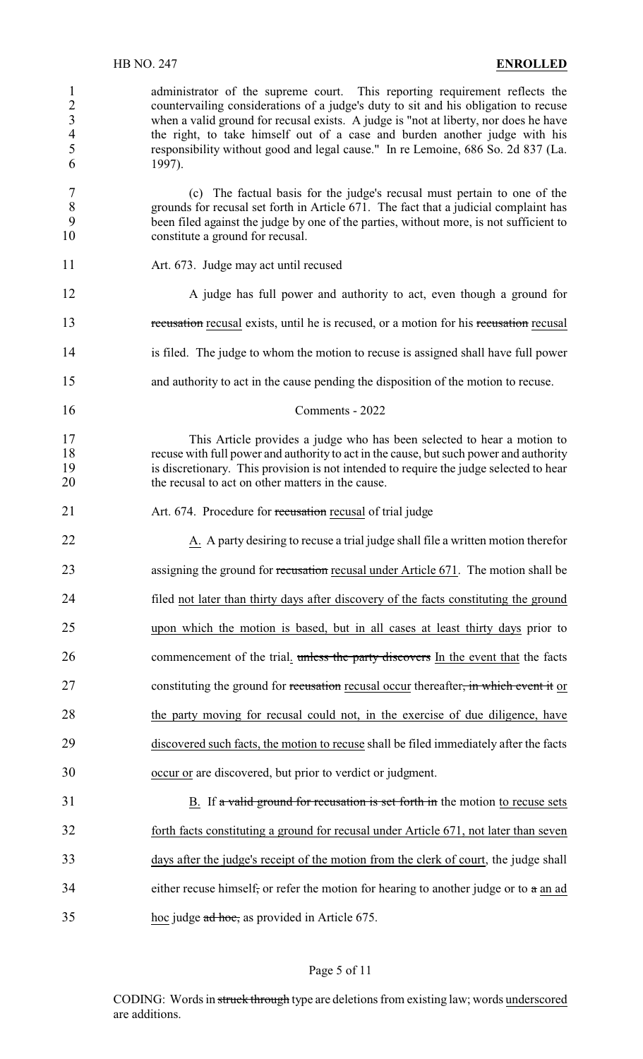administrator of the supreme court. This reporting requirement reflects the countervailing considerations of a judge's duty to sit and his obligation to recuse when a valid ground for recusal exists. A judge is "not at liberty, nor does he have the right, to take himself out of a case and burden another judge with his responsibility without good and legal cause." In re Lemoine, 686 So. 2d 837 (La. 1997).

(c) The factual basis for the judge's recusal must pertain to one of the grounds for recusal set forth in Article 671. The fact that a judicial complaint has been filed against the judge by one of the parties, without more, is not sufficient to constitute a ground for recusal.

Art. 673. Judge may act until recused

A judge has full power and authority to act, even though a ground for ~~recusation~~ recusal exists, until he is recused, or a motion for his ~~recusation~~ recusal is filed. The judge to whom the motion to recuse is assigned shall have full power and authority to act in the cause pending the disposition of the motion to recuse.

Comments - 2022

This Article provides a judge who has been selected to hear a motion to recuse with full power and authority to act in the cause, but such power and authority is discretionary. This provision is not intended to require the judge selected to hear the recusal to act on other matters in the cause.

Art. 674. Procedure for ~~recusation~~ recusal of trial judge

A. A party desiring to recuse a trial judge shall file a written motion therefor assigning the ground for ~~recusation~~ recusal under Article 671. The motion shall be filed not later than thirty days after discovery of the facts constituting the ground upon which the motion is based, but in all cases at least thirty days prior to commencement of the trial. ~~unless the party discovers~~ In the event that the facts constituting the ground for ~~recusation~~ recusal occur thereafter~~, in which event it~~ or the party moving for recusal could not, in the exercise of due diligence, have discovered such facts, the motion to recuse shall be filed immediately after the facts occur or are discovered, but prior to verdict or judgment.

B. If ~~a valid ground for recusation is set forth in~~ the motion to recuse sets forth facts constituting a ground for recusal under Article 671, not later than seven days after the judge's receipt of the motion from the clerk of court, the judge shall either recuse himself~~,~~ or refer the motion for hearing to another judge or to ~~a~~ an ad hoc judge ~~ad hoc,~~ as provided in Article 675.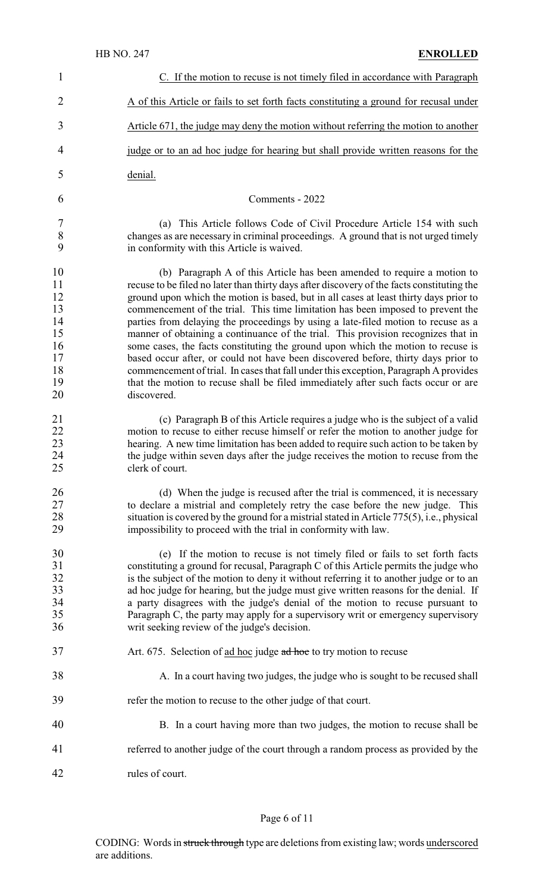C. If the motion to recuse is not timely filed in accordance with Paragraph A of this Article or fails to set forth facts constituting a ground for recusal under Article 671, the judge may deny the motion without referring the motion to another judge or to an ad hoc judge for hearing but shall provide written reasons for the denial.

Comments - 2022

(a) This Article follows Code of Civil Procedure Article 154 with such changes as are necessary in criminal proceedings. A ground that is not urged timely in conformity with this Article is waived.

(b) Paragraph A of this Article has been amended to require a motion to recuse to be filed no later than thirty days after discovery of the facts constituting the ground upon which the motion is based, but in all cases at least thirty days prior to commencement of the trial. This time limitation has been imposed to prevent the parties from delaying the proceedings by using a late-filed motion to recuse as a manner of obtaining a continuance of the trial. This provision recognizes that in some cases, the facts constituting the ground upon which the motion to recuse is based occur after, or could not have been discovered before, thirty days prior to commencement of trial. In cases that fall under this exception, Paragraph A provides that the motion to recuse shall be filed immediately after such facts occur or are discovered.

(c) Paragraph B of this Article requires a judge who is the subject of a valid motion to recuse to either recuse himself or refer the motion to another judge for hearing. A new time limitation has been added to require such action to be taken by the judge within seven days after the judge receives the motion to recuse from the clerk of court.

(d) When the judge is recused after the trial is commenced, it is necessary to declare a mistrial and completely retry the case before the new judge. This situation is covered by the ground for a mistrial stated in Article 775(5), i.e., physical impossibility to proceed with the trial in conformity with law.

(e) If the motion to recuse is not timely filed or fails to set forth facts constituting a ground for recusal, Paragraph C of this Article permits the judge who is the subject of the motion to deny it without referring it to another judge or to an ad hoc judge for hearing, but the judge must give written reasons for the denial. If a party disagrees with the judge's denial of the motion to recuse pursuant to Paragraph C, the party may apply for a supervisory writ or emergency supervisory writ seeking review of the judge's decision.

Art. 675. Selection of ad hoc judge ~~ad hoc~~ to try motion to recuse

A. In a court having two judges, the judge who is sought to be recused shall refer the motion to recuse to the other judge of that court.

B. In a court having more than two judges, the motion to recuse shall be referred to another judge of the court through a random process as provided by the rules of court.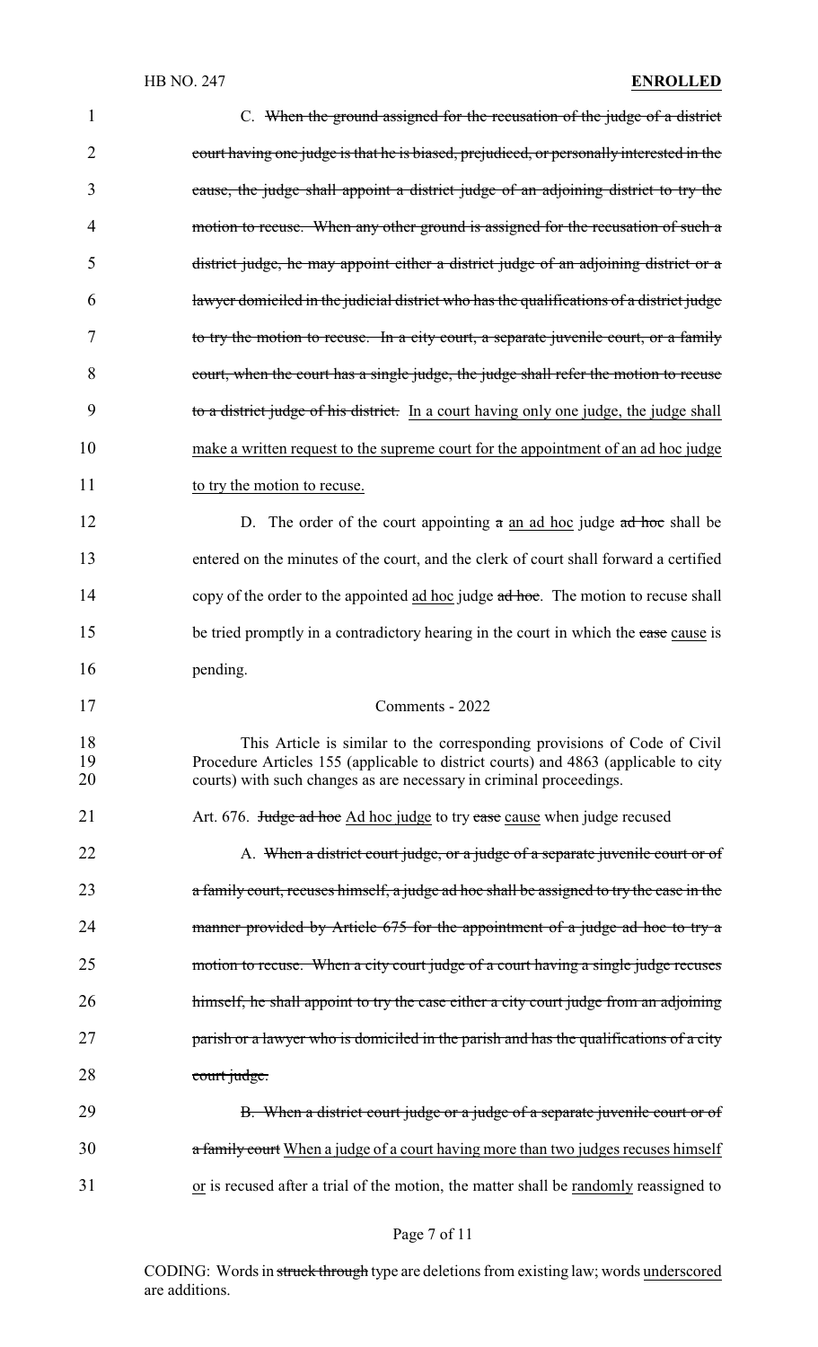C. ~~When the ground assigned for the recusation of the judge of a district court having one judge is that he is biased, prejudiced, or personally interested in the cause, the judge shall appoint a district judge of an adjoining district to try the motion to recuse. When any other ground is assigned for the recusation of such a district judge, he may appoint either a district judge of an adjoining district or a lawyer domiciled in the judicial district who has the qualifications of a district judge to try the motion to recuse. In a city court, a separate juvenile court, or a family court, when the court has a single judge, the judge shall refer the motion to recuse to a district judge of his district.~~ <u>In a court having only one judge, the judge shall make a written request to the supreme court for the appointment of an ad hoc judge to try the motion to recuse.</u>

D. The order of the court appointing ~~a~~ <u>an ad hoc</u> judge ~~ad hoc~~ shall be entered on the minutes of the court, and the clerk of court shall forward a certified copy of the order to the appointed <u>ad hoc</u> judge ~~ad hoc~~. The motion to recuse shall be tried promptly in a contradictory hearing in the court in which the ~~case~~ <u>cause</u> is pending.

Comments - 2022

This Article is similar to the corresponding provisions of Code of Civil Procedure Articles 155 (applicable to district courts) and 4863 (applicable to city courts) with such changes as are necessary in criminal proceedings.

Art. 676. ~~Judge ad hoc~~ <u>Ad hoc judge</u> to try ~~case~~ <u>cause</u> when judge recused

A. ~~When a district court judge, or a judge of a separate juvenile court or of a family court, recuses himself, a judge ad hoc shall be assigned to try the case in the manner provided by Article 675 for the appointment of a judge ad hoc to try a motion to recuse. When a city court judge of a court having a single judge recuses himself, he shall appoint to try the case either a city court judge from an adjoining parish or a lawyer who is domiciled in the parish and has the qualifications of a city court judge.~~

~~B. When a district court judge or a judge of a separate juvenile court or of a family court~~ <u>When a judge of a court having more than two judges recuses himself or</u> is recused after a trial of the motion, the matter shall be <u>randomly</u> reassigned to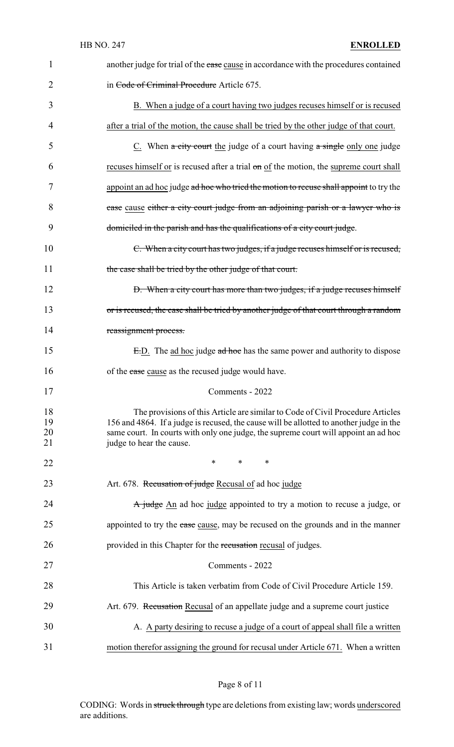another judge for trial of the ~~case~~ cause in accordance with the procedures contained in ~~Code of Criminal Procedure~~ Article 675.

B. When a judge of a court having two judges recuses himself or is recused after a trial of the motion, the cause shall be tried by the other judge of that court.

C. When ~~a city court~~ the judge of a court having ~~a single~~ only one judge recuses himself or is recused after a trial ~~on~~ of the motion, the supreme court shall appoint an ad hoc judge ~~ad hoc who tried the motion to recuse shall appoint~~ to try the ~~case~~ cause ~~either a city court judge from an adjoining parish or a lawyer who is domiciled in the parish and has the qualifications of a city court judge~~.

~~C. When a city court has two judges, if a judge recuses himself or is recused, the case shall be tried by the other judge of that court.~~

~~D. When a city court has more than two judges, if a judge recuses himself or is recused, the case shall be tried by another judge of that court through a random reassignment process.~~

~~E.~~D. The ad hoc judge ~~ad hoc~~ has the same power and authority to dispose of the ~~case~~ cause as the recused judge would have.

Comments - 2022

The provisions of this Article are similar to Code of Civil Procedure Articles 156 and 4864. If a judge is recused, the cause will be allotted to another judge in the same court. In courts with only one judge, the supreme court will appoint an ad hoc judge to hear the cause.

\* \* \*

Art. 678. ~~Recusation of judge~~ Recusal of ad hoc judge

~~A judge~~ An ad hoc judge appointed to try a motion to recuse a judge, or appointed to try the ~~case~~ cause, may be recused on the grounds and in the manner provided in this Chapter for the ~~recusation~~ recusal of judges.

Comments - 2022

This Article is taken verbatim from Code of Civil Procedure Article 159.

Art. 679. ~~Recusation~~ Recusal of an appellate judge and a supreme court justice

A. A party desiring to recuse a judge of a court of appeal shall file a written motion therefor assigning the ground for recusal under Article 671. When a written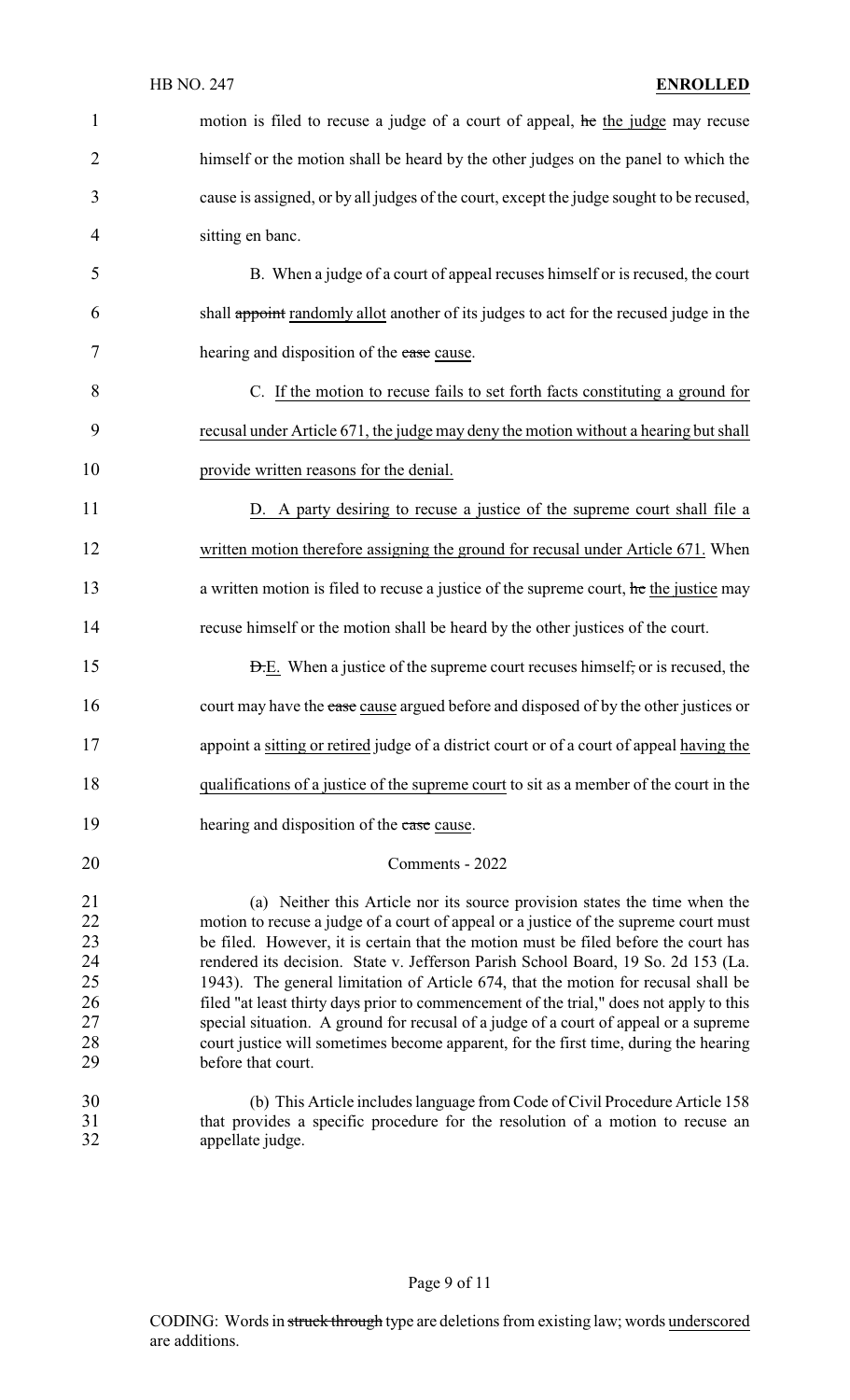motion is filed to recuse a judge of a court of appeal, he the judge may recuse himself or the motion shall be heard by the other judges on the panel to which the cause is assigned, or by all judges of the court, except the judge sought to be recused, sitting en banc.

B. When a judge of a court of appeal recuses himself or is recused, the court shall appoint randomly allot another of its judges to act for the recused judge in the hearing and disposition of the case cause.

C. If the motion to recuse fails to set forth facts constituting a ground for recusal under Article 671, the judge may deny the motion without a hearing but shall provide written reasons for the denial.

D. A party desiring to recuse a justice of the supreme court shall file a written motion therefore assigning the ground for recusal under Article 671. When a written motion is filed to recuse a justice of the supreme court, he the justice may recuse himself or the motion shall be heard by the other justices of the court.

D.E. When a justice of the supreme court recuses himself, or is recused, the court may have the case cause argued before and disposed of by the other justices or appoint a sitting or retired judge of a district court or of a court of appeal having the qualifications of a justice of the supreme court to sit as a member of the court in the hearing and disposition of the case cause.

Comments - 2022

(a) Neither this Article nor its source provision states the time when the motion to recuse a judge of a court of appeal or a justice of the supreme court must be filed. However, it is certain that the motion must be filed before the court has rendered its decision. State v. Jefferson Parish School Board, 19 So. 2d 153 (La. 1943). The general limitation of Article 674, that the motion for recusal shall be filed "at least thirty days prior to commencement of the trial," does not apply to this special situation. A ground for recusal of a judge of a court of appeal or a supreme court justice will sometimes become apparent, for the first time, during the hearing before that court.

(b) This Article includes language from Code of Civil Procedure Article 158 that provides a specific procedure for the resolution of a motion to recuse an appellate judge.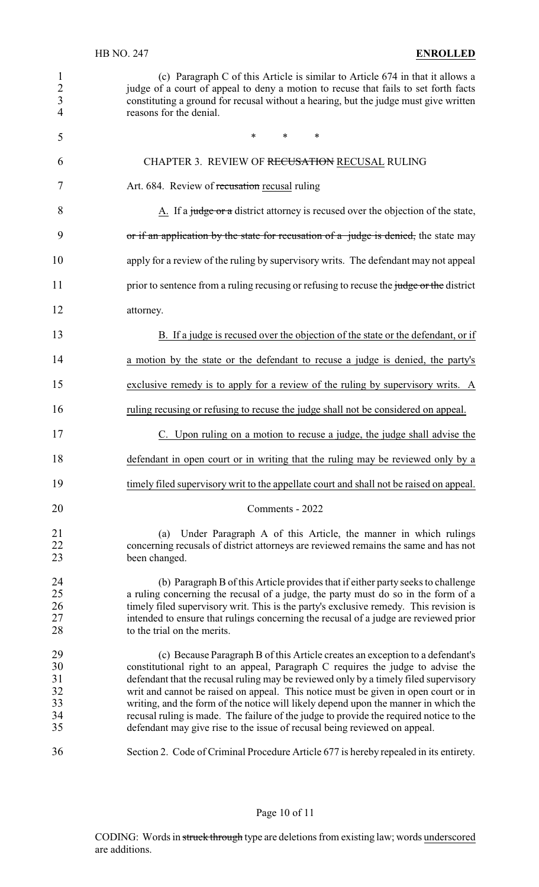(c) Paragraph C of this Article is similar to Article 674 in that it allows a judge of a court of appeal to deny a motion to recuse that fails to set forth facts constituting a ground for recusal without a hearing, but the judge must give written reasons for the denial.

\* \* \*

CHAPTER 3. REVIEW OF ~~RECUSATION~~ RECUSAL RULING

Art. 684. Review of ~~recusation~~ recusal ruling

A. If a ~~judge or a~~ district attorney is recused over the objection of the state, ~~or if an application by the state for recusation of a judge is denied,~~ the state may apply for a review of the ruling by supervisory writs. The defendant may not appeal prior to sentence from a ruling recusing or refusing to recuse the ~~judge or the~~ district attorney.

B. If a judge is recused over the objection of the state or the defendant, or if a motion by the state or the defendant to recuse a judge is denied, the party's exclusive remedy is to apply for a review of the ruling by supervisory writs. A ruling recusing or refusing to recuse the judge shall not be considered on appeal.

C. Upon ruling on a motion to recuse a judge, the judge shall advise the defendant in open court or in writing that the ruling may be reviewed only by a timely filed supervisory writ to the appellate court and shall not be raised on appeal.

Comments - 2022

(a) Under Paragraph A of this Article, the manner in which rulings concerning recusals of district attorneys are reviewed remains the same and has not been changed.

(b) Paragraph B of this Article provides that if either party seeks to challenge a ruling concerning the recusal of a judge, the party must do so in the form of a timely filed supervisory writ. This is the party's exclusive remedy. This revision is intended to ensure that rulings concerning the recusal of a judge are reviewed prior to the trial on the merits.

(c) Because Paragraph B of this Article creates an exception to a defendant's constitutional right to an appeal, Paragraph C requires the judge to advise the defendant that the recusal ruling may be reviewed only by a timely filed supervisory writ and cannot be raised on appeal. This notice must be given in open court or in writing, and the form of the notice will likely depend upon the manner in which the recusal ruling is made. The failure of the judge to provide the required notice to the defendant may give rise to the issue of recusal being reviewed on appeal.

Section 2. Code of Criminal Procedure Article 677 is hereby repealed in its entirety.

CODING: Words in ~~struck through~~ type are deletions from existing law; words underscored are additions.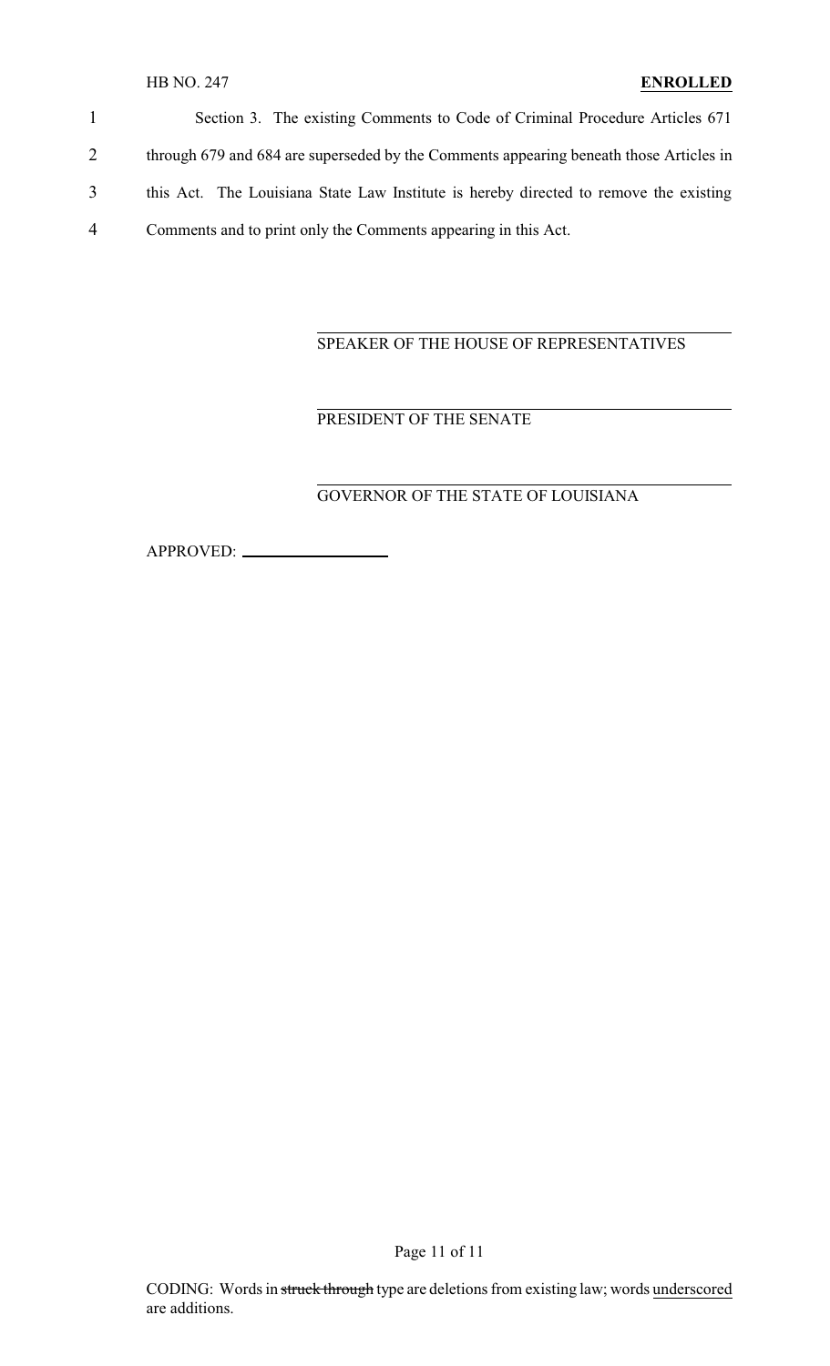Section 3. The existing Comments to Code of Criminal Procedure Articles 671 through 679 and 684 are superseded by the Comments appearing beneath those Articles in this Act. The Louisiana State Law Institute is hereby directed to remove the existing Comments and to print only the Comments appearing in this Act.

SPEAKER OF THE HOUSE OF REPRESENTATIVES

PRESIDENT OF THE SENATE

GOVERNOR OF THE STATE OF LOUISIANA

APPROVED: ____________________

CODING: Words in ~~struck through~~ type are deletions from existing law; words underscored are additions.